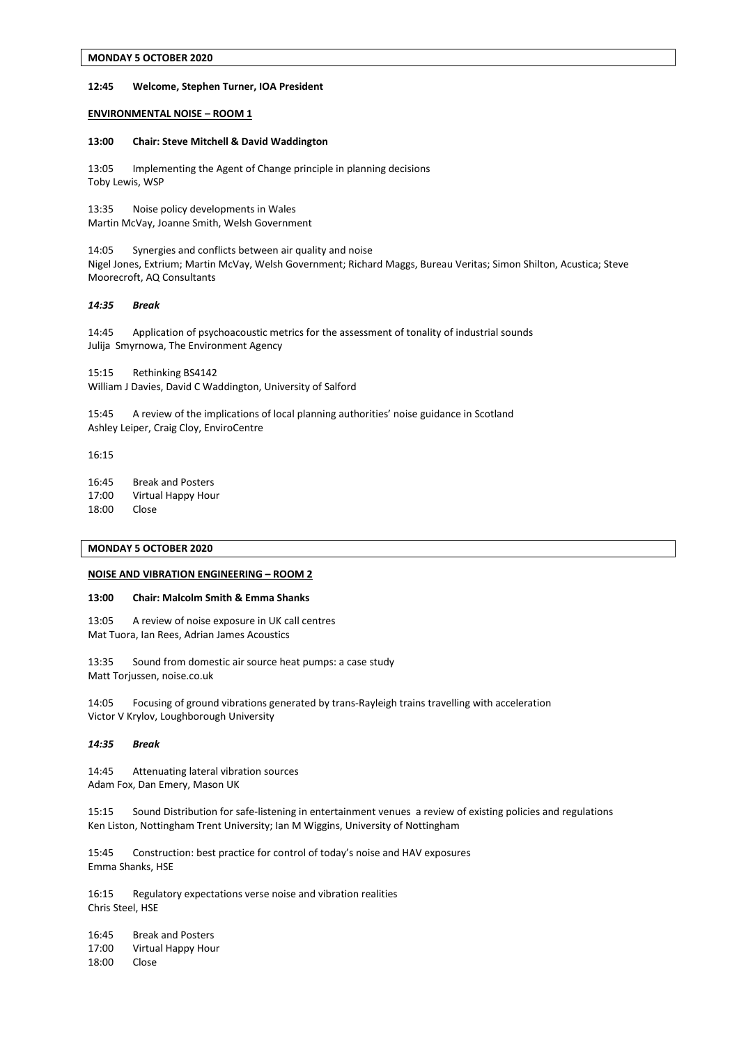**MONDAY 5 OCTOBER 2020**

**12:45 Welcome, Stephen Turner, IOA President**

**ENVIRONMENTAL NOISE – ROOM 1**

**13:00 Chair: Steve Mitchell & David Waddington**

13:05 Implementing the Agent of Change principle in planning decisions
Toby Lewis, WSP

13:35 Noise policy developments in Wales
Martin McVay, Joanne Smith, Welsh Government

14:05 Synergies and conflicts between air quality and noise
Nigel Jones, Extrium; Martin McVay, Welsh Government; Richard Maggs, Bureau Veritas; Simon Shilton, Acustica; Steve Moorecroft, AQ Consultants

***14:35 Break***

14:45 Application of psychoacoustic metrics for the assessment of tonality of industrial sounds
Julija Smyrnowa, The Environment Agency

15:15 Rethinking BS4142
William J Davies, David C Waddington, University of Salford

15:45 A review of the implications of local planning authorities' noise guidance in Scotland
Ashley Leiper, Craig Cloy, EnviroCentre

16:15

16:45 Break and Posters
17:00 Virtual Happy Hour
18:00 Close

**MONDAY 5 OCTOBER 2020**

**NOISE AND VIBRATION ENGINEERING – ROOM 2**

**13:00 Chair: Malcolm Smith & Emma Shanks**

13:05 A review of noise exposure in UK call centres
Mat Tuora, Ian Rees, Adrian James Acoustics

13:35 Sound from domestic air source heat pumps: a case study
Matt Torjussen, noise.co.uk

14:05 Focusing of ground vibrations generated by trans-Rayleigh trains travelling with acceleration
Victor V Krylov, Loughborough University

***14:35 Break***

14:45 Attenuating lateral vibration sources
Adam Fox, Dan Emery, Mason UK

15:15 Sound Distribution for safe-listening in entertainment venues a review of existing policies and regulations
Ken Liston, Nottingham Trent University; Ian M Wiggins, University of Nottingham

15:45 Construction: best practice for control of today's noise and HAV exposures
Emma Shanks, HSE

16:15 Regulatory expectations verse noise and vibration realities
Chris Steel, HSE

16:45 Break and Posters
17:00 Virtual Happy Hour
18:00 Close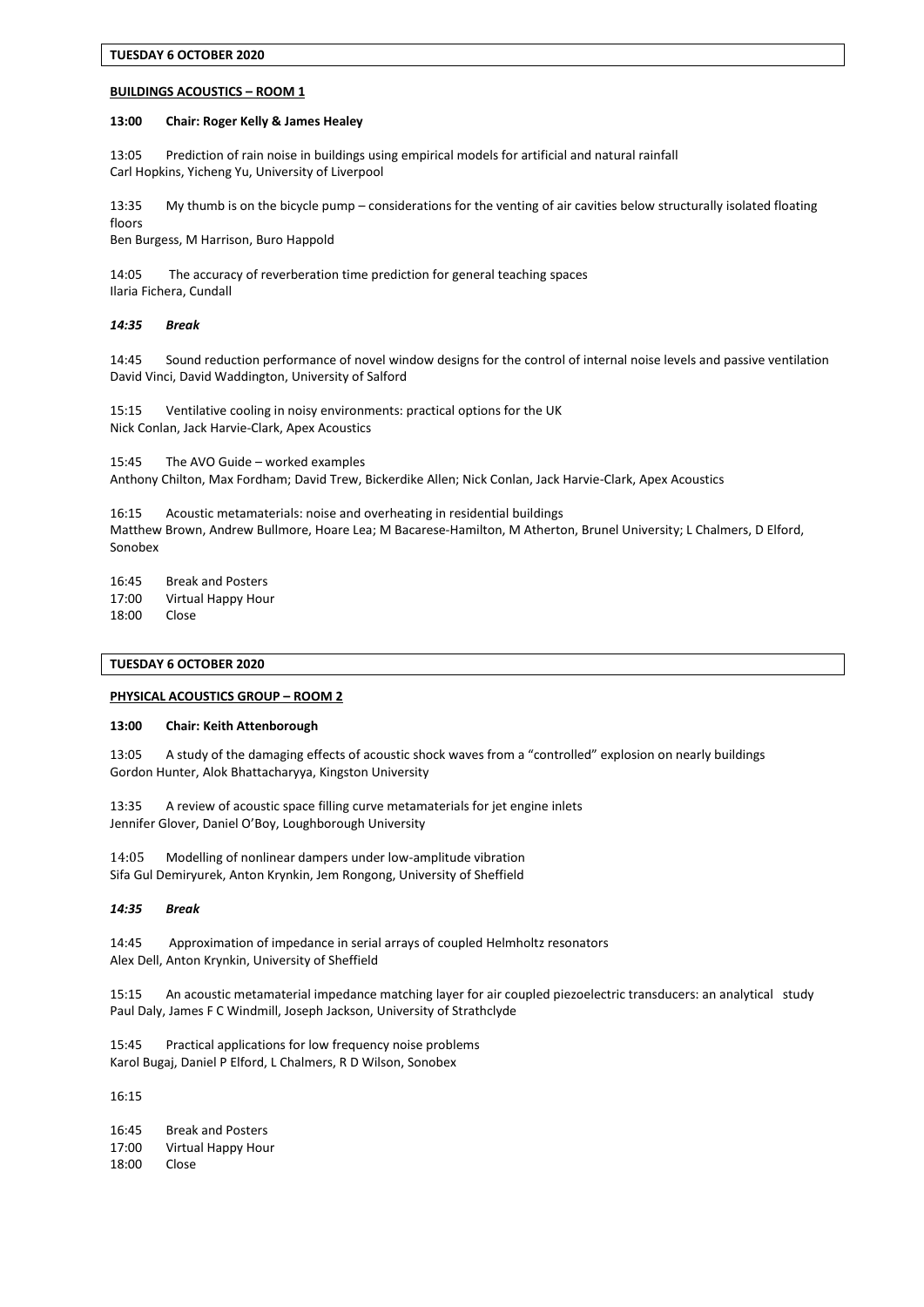**TUESDAY 6 OCTOBER 2020**

**BUILDINGS ACOUSTICS – ROOM 1**

**13:00 Chair: Roger Kelly & James Healey**

13:05 Prediction of rain noise in buildings using empirical models for artificial and natural rainfall
Carl Hopkins, Yicheng Yu, University of Liverpool

13:35 My thumb is on the bicycle pump – considerations for the venting of air cavities below structurally isolated floating floors
Ben Burgess, M Harrison, Buro Happold

14:05 The accuracy of reverberation time prediction for general teaching spaces
Ilaria Fichera, Cundall

***14:35 Break***

14:45 Sound reduction performance of novel window designs for the control of internal noise levels and passive ventilation
David Vinci, David Waddington, University of Salford

15:15 Ventilative cooling in noisy environments: practical options for the UK
Nick Conlan, Jack Harvie-Clark, Apex Acoustics

15:45 The AVO Guide – worked examples
Anthony Chilton, Max Fordham; David Trew, Bickerdike Allen; Nick Conlan, Jack Harvie-Clark, Apex Acoustics

16:15 Acoustic metamaterials: noise and overheating in residential buildings
Matthew Brown, Andrew Bullmore, Hoare Lea; M Bacarese-Hamilton, M Atherton, Brunel University; L Chalmers, D Elford, Sonobex

16:45 Break and Posters
17:00 Virtual Happy Hour
18:00 Close

**TUESDAY 6 OCTOBER 2020**

**PHYSICAL ACOUSTICS GROUP – ROOM 2**

**13:00 Chair: Keith Attenborough**

13:05 A study of the damaging effects of acoustic shock waves from a "controlled" explosion on nearly buildings
Gordon Hunter, Alok Bhattacharyya, Kingston University

13:35 A review of acoustic space filling curve metamaterials for jet engine inlets
Jennifer Glover, Daniel O'Boy, Loughborough University

14:05 Modelling of nonlinear dampers under low-amplitude vibration
Sifa Gul Demiryurek, Anton Krynkin, Jem Rongong, University of Sheffield

***14:35 Break***

14:45 Approximation of impedance in serial arrays of coupled Helmholtz resonators
Alex Dell, Anton Krynkin, University of Sheffield

15:15 An acoustic metamaterial impedance matching layer for air coupled piezoelectric transducers: an analytical study
Paul Daly, James F C Windmill, Joseph Jackson, University of Strathclyde

15:45 Practical applications for low frequency noise problems
Karol Bugaj, Daniel P Elford, L Chalmers, R D Wilson, Sonobex

16:15

16:45 Break and Posters
17:00 Virtual Happy Hour
18:00 Close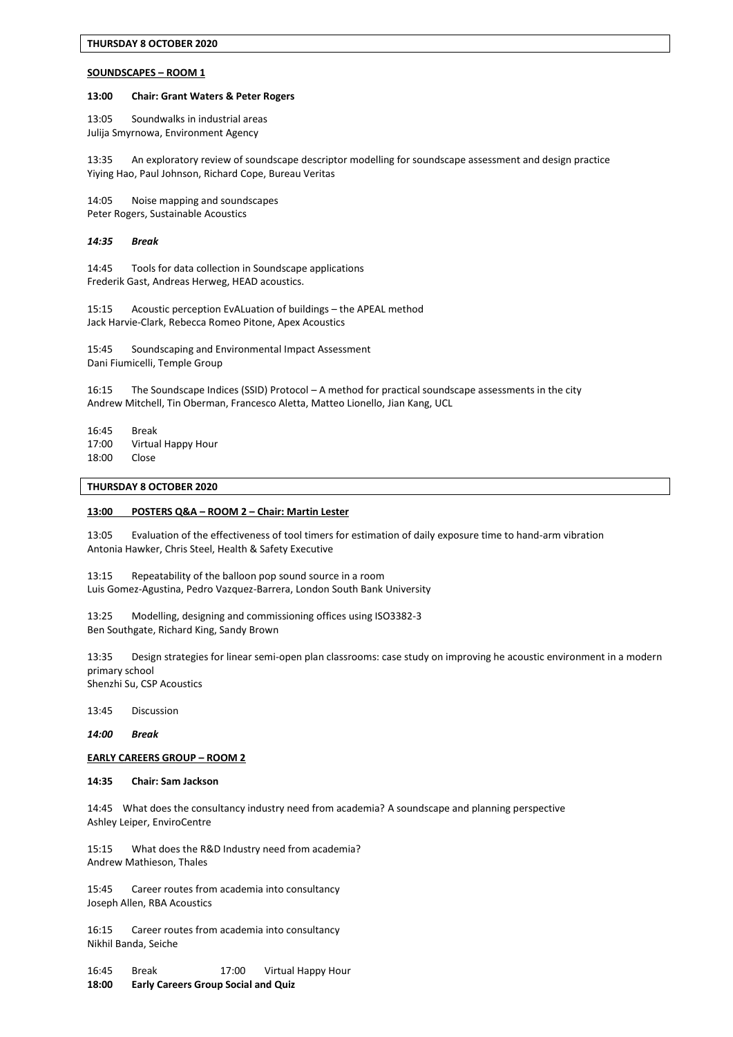**THURSDAY 8 OCTOBER 2020**

**SOUNDSCAPES – ROOM 1**

**13:00 Chair: Grant Waters & Peter Rogers**

13:05 Soundwalks in industrial areas
Julija Smyrnowa, Environment Agency

13:35 An exploratory review of soundscape descriptor modelling for soundscape assessment and design practice
Yiying Hao, Paul Johnson, Richard Cope, Bureau Veritas

14:05 Noise mapping and soundscapes
Peter Rogers, Sustainable Acoustics

***14:35 Break***

14:45 Tools for data collection in Soundscape applications
Frederik Gast, Andreas Herweg, HEAD acoustics.

15:15 Acoustic perception EvALuation of buildings – the APEAL method
Jack Harvie-Clark, Rebecca Romeo Pitone, Apex Acoustics

15:45 Soundscaping and Environmental Impact Assessment
Dani Fiumicelli, Temple Group

16:15 The Soundscape Indices (SSID) Protocol – A method for practical soundscape assessments in the city
Andrew Mitchell, Tin Oberman, Francesco Aletta, Matteo Lionello, Jian Kang, UCL

16:45 Break
17:00 Virtual Happy Hour
18:00 Close

**THURSDAY 8 OCTOBER 2020**

**13:00 POSTERS Q&A – ROOM 2 – Chair: Martin Lester**

13:05 Evaluation of the effectiveness of tool timers for estimation of daily exposure time to hand-arm vibration
Antonia Hawker, Chris Steel, Health & Safety Executive

13:15 Repeatability of the balloon pop sound source in a room
Luis Gomez-Agustina, Pedro Vazquez-Barrera, London South Bank University

13:25 Modelling, designing and commissioning offices using ISO3382-3
Ben Southgate, Richard King, Sandy Brown

13:35 Design strategies for linear semi-open plan classrooms: case study on improving he acoustic environment in a modern primary school
Shenzhi Su, CSP Acoustics

13:45 Discussion

***14:00 Break***

**EARLY CAREERS GROUP – ROOM 2**

**14:35 Chair: Sam Jackson**

14:45 What does the consultancy industry need from academia? A soundscape and planning perspective
Ashley Leiper, EnviroCentre

15:15 What does the R&D Industry need from academia?
Andrew Mathieson, Thales

15:45 Career routes from academia into consultancy
Joseph Allen, RBA Acoustics

16:15 Career routes from academia into consultancy
Nikhil Banda, Seiche

16:45 Break 17:00 Virtual Happy Hour
**18:00 Early Careers Group Social and Quiz**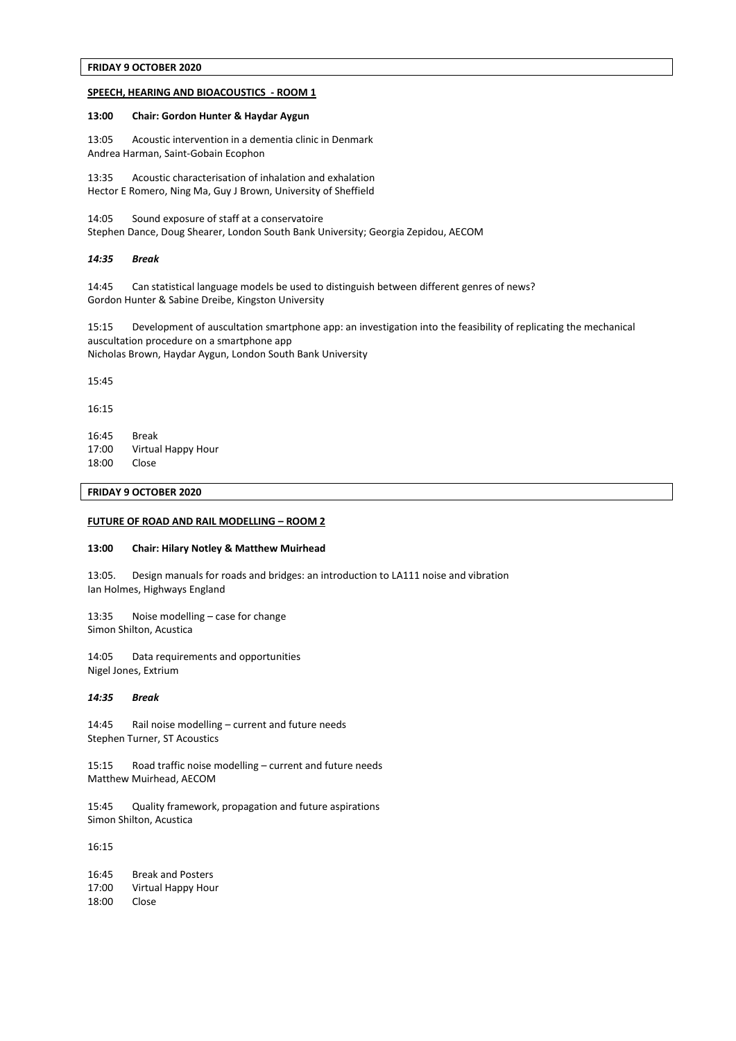**FRIDAY 9 OCTOBER 2020**

**SPEECH, HEARING AND BIOACOUSTICS - ROOM 1**

**13:00 Chair: Gordon Hunter & Haydar Aygun**

13:05 Acoustic intervention in a dementia clinic in Denmark
Andrea Harman, Saint-Gobain Ecophon

13:35 Acoustic characterisation of inhalation and exhalation
Hector E Romero, Ning Ma, Guy J Brown, University of Sheffield

14:05 Sound exposure of staff at a conservatoire
Stephen Dance, Doug Shearer, London South Bank University; Georgia Zepidou, AECOM

***14:35 Break***

14:45 Can statistical language models be used to distinguish between different genres of news?
Gordon Hunter & Sabine Dreibe, Kingston University

15:15 Development of auscultation smartphone app: an investigation into the feasibility of replicating the mechanical auscultation procedure on a smartphone app
Nicholas Brown, Haydar Aygun, London South Bank University

15:45

16:15

16:45 Break
17:00 Virtual Happy Hour
18:00 Close

**FRIDAY 9 OCTOBER 2020**

**FUTURE OF ROAD AND RAIL MODELLING – ROOM 2**

**13:00 Chair: Hilary Notley & Matthew Muirhead**

13:05. Design manuals for roads and bridges: an introduction to LA111 noise and vibration
Ian Holmes, Highways England

13:35 Noise modelling – case for change
Simon Shilton, Acustica

14:05 Data requirements and opportunities
Nigel Jones, Extrium

***14:35 Break***

14:45 Rail noise modelling – current and future needs
Stephen Turner, ST Acoustics

15:15 Road traffic noise modelling – current and future needs
Matthew Muirhead, AECOM

15:45 Quality framework, propagation and future aspirations
Simon Shilton, Acustica

16:15

16:45 Break and Posters
17:00 Virtual Happy Hour
18:00 Close